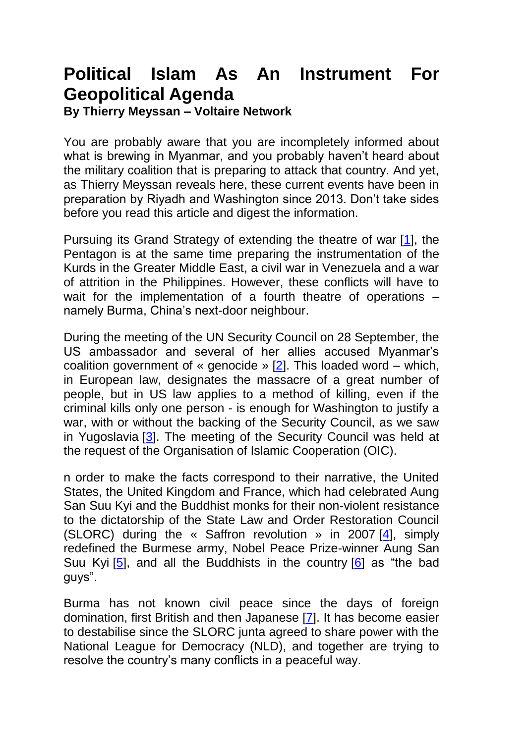# Political Islam As An Instrument For Geopolitical Agenda

**By Thierry Meyssan – Voltaire Network**

You are probably aware that you are incompletely informed about what is brewing in Myanmar, and you probably haven't heard about the military coalition that is preparing to attack that country. And yet, as Thierry Meyssan reveals here, these current events have been in preparation by Riyadh and Washington since 2013. Don't take sides before you read this article and digest the information.

Pursuing its Grand Strategy of extending the theatre of war [1], the Pentagon is at the same time preparing the instrumentation of the Kurds in the Greater Middle East, a civil war in Venezuela and a war of attrition in the Philippines. However, these conflicts will have to wait for the implementation of a fourth theatre of operations – namely Burma, China's next-door neighbour.

During the meeting of the UN Security Council on 28 September, the US ambassador and several of her allies accused Myanmar's coalition government of « genocide » [2]. This loaded word – which, in European law, designates the massacre of a great number of people, but in US law applies to a method of killing, even if the criminal kills only one person - is enough for Washington to justify a war, with or without the backing of the Security Council, as we saw in Yugoslavia [3]. The meeting of the Security Council was held at the request of the Organisation of Islamic Cooperation (OIC).

n order to make the facts correspond to their narrative, the United States, the United Kingdom and France, which had celebrated Aung San Suu Kyi and the Buddhist monks for their non-violent resistance to the dictatorship of the State Law and Order Restoration Council (SLORC) during the « Saffron revolution » in 2007 [4], simply redefined the Burmese army, Nobel Peace Prize-winner Aung San Suu Kyi [5], and all the Buddhists in the country [6] as "the bad guys".

Burma has not known civil peace since the days of foreign domination, first British and then Japanese [7]. It has become easier to destabilise since the SLORC junta agreed to share power with the National League for Democracy (NLD), and together are trying to resolve the country's many conflicts in a peaceful way.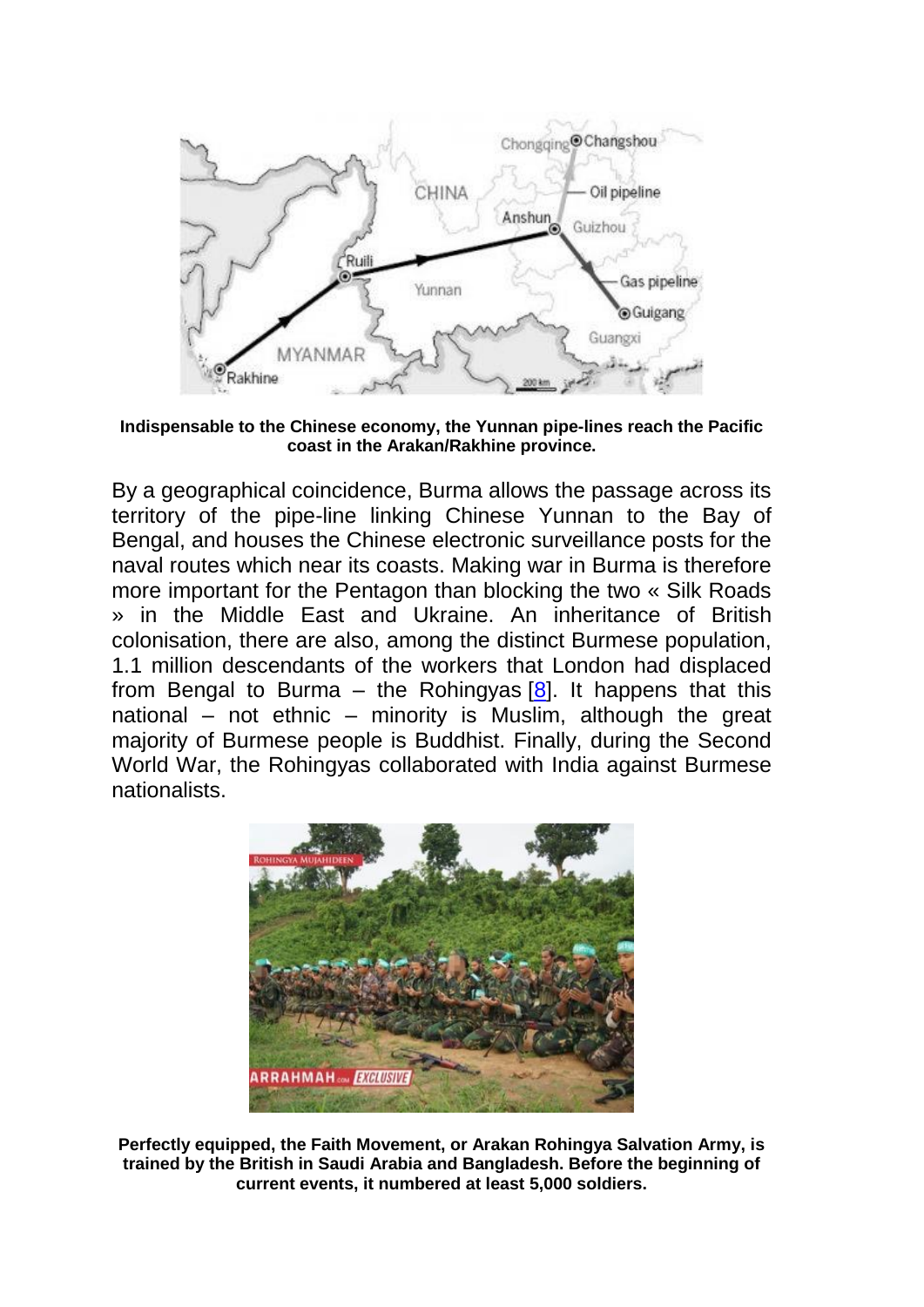**Indispensable to the Chinese economy, the Yunnan pipe-lines reach the Pacific coast in the Arakan/Rakhine province.**

By a geographical coincidence, Burma allows the passage across its territory of the pipe-line linking Chinese Yunnan to the Bay of Bengal, and houses the Chinese electronic surveillance posts for the naval routes which near its coasts. Making war in Burma is therefore more important for the Pentagon than blocking the two « Silk Roads » in the Middle East and Ukraine. An inheritance of British colonisation, there are also, among the distinct Burmese population, 1.1 million descendants of the workers that London had displaced from Bengal to Burma – the Rohingyas [8]. It happens that this national – not ethnic – minority is Muslim, although the great majority of Burmese people is Buddhist. Finally, during the Second World War, the Rohingyas collaborated with India against Burmese nationalists.

**Perfectly equipped, the Faith Movement, or Arakan Rohingya Salvation Army, is trained by the British in Saudi Arabia and Bangladesh. Before the beginning of current events, it numbered at least 5,000 soldiers.**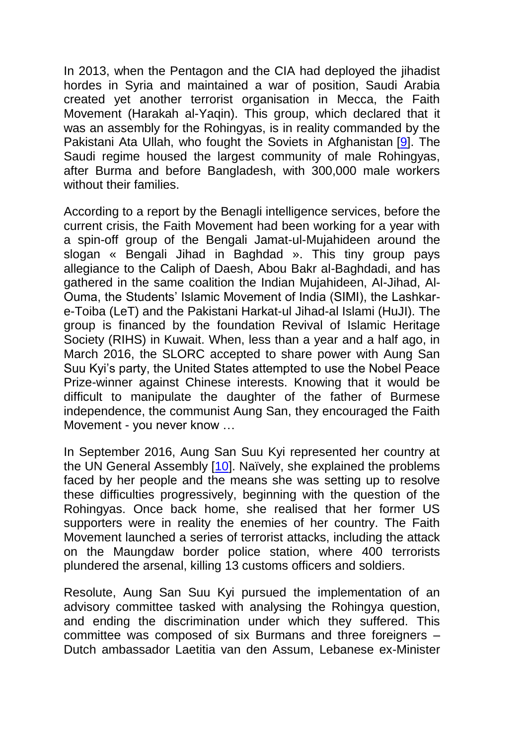In 2013, when the Pentagon and the CIA had deployed the jihadist hordes in Syria and maintained a war of position, Saudi Arabia created yet another terrorist organisation in Mecca, the Faith Movement (Harakah al-Yaqin). This group, which declared that it was an assembly for the Rohingyas, is in reality commanded by the Pakistani Ata Ullah, who fought the Soviets in Afghanistan [9]. The Saudi regime housed the largest community of male Rohingyas, after Burma and before Bangladesh, with 300,000 male workers without their families.

According to a report by the Benagli intelligence services, before the current crisis, the Faith Movement had been working for a year with a spin-off group of the Bengali Jamat-ul-Mujahideen around the slogan « Bengali Jihad in Baghdad ». This tiny group pays allegiance to the Caliph of Daesh, Abou Bakr al-Baghdadi, and has gathered in the same coalition the Indian Mujahideen, Al-Jihad, Al-Ouma, the Students' Islamic Movement of India (SIMI), the Lashkar-e-Toiba (LeT) and the Pakistani Harkat-ul Jihad-al Islami (HuJI). The group is financed by the foundation Revival of Islamic Heritage Society (RIHS) in Kuwait. When, less than a year and a half ago, in March 2016, the SLORC accepted to share power with Aung San Suu Kyi's party, the United States attempted to use the Nobel Peace Prize-winner against Chinese interests. Knowing that it would be difficult to manipulate the daughter of the father of Burmese independence, the communist Aung San, they encouraged the Faith Movement - you never know …

In September 2016, Aung San Suu Kyi represented her country at the UN General Assembly [10]. Naïvely, she explained the problems faced by her people and the means she was setting up to resolve these difficulties progressively, beginning with the question of the Rohingyas. Once back home, she realised that her former US supporters were in reality the enemies of her country. The Faith Movement launched a series of terrorist attacks, including the attack on the Maungdaw border police station, where 400 terrorists plundered the arsenal, killing 13 customs officers and soldiers.

Resolute, Aung San Suu Kyi pursued the implementation of an advisory committee tasked with analysing the Rohingya question, and ending the discrimination under which they suffered. This committee was composed of six Burmans and three foreigners – Dutch ambassador Laetitia van den Assum, Lebanese ex-Minister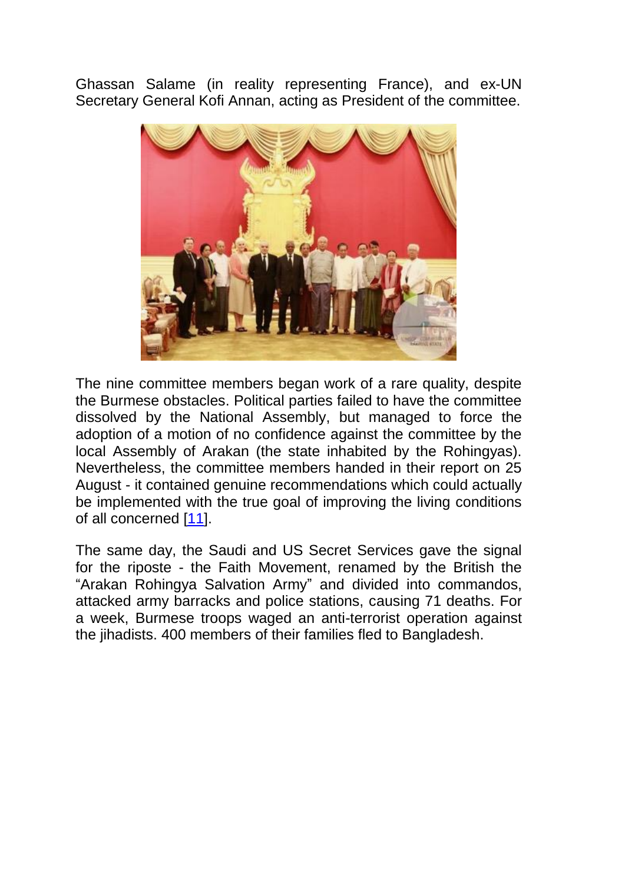Ghassan Salame (in reality representing France), and ex-UN Secretary General Kofi Annan, acting as President of the committee.

The nine committee members began work of a rare quality, despite the Burmese obstacles. Political parties failed to have the committee dissolved by the National Assembly, but managed to force the adoption of a motion of no confidence against the committee by the local Assembly of Arakan (the state inhabited by the Rohingyas). Nevertheless, the committee members handed in their report on 25 August - it contained genuine recommendations which could actually be implemented with the true goal of improving the living conditions of all concerned [11].

The same day, the Saudi and US Secret Services gave the signal for the riposte - the Faith Movement, renamed by the British the "Arakan Rohingya Salvation Army" and divided into commandos, attacked army barracks and police stations, causing 71 deaths. For a week, Burmese troops waged an anti-terrorist operation against the jihadists. 400 members of their families fled to Bangladesh.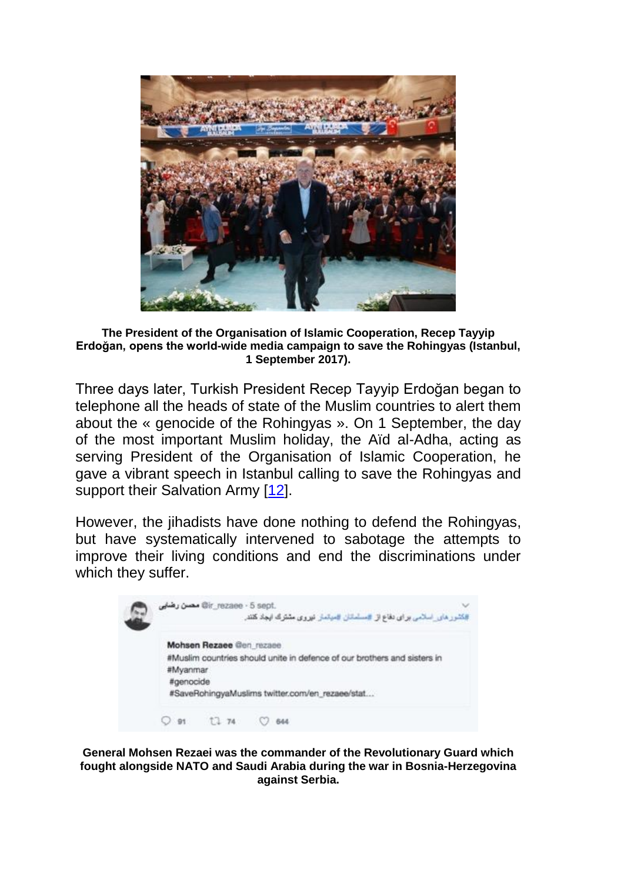**The President of the Organisation of Islamic Cooperation, Recep Tayyip Erdoğan, opens the world-wide media campaign to save the Rohingyas (Istanbul, 1 September 2017).**

Three days later, Turkish President Recep Tayyip Erdoğan began to telephone all the heads of state of the Muslim countries to alert them about the « genocide of the Rohingyas ». On 1 September, the day of the most important Muslim holiday, the Aïd al-Adha, acting as serving President of the Organisation of Islamic Cooperation, he gave a vibrant speech in Istanbul calling to save the Rohingyas and support their Salvation Army [12].

However, the jihadists have done nothing to defend the Rohingyas, but have systematically intervened to sabotage the attempts to improve their living conditions and end the discriminations under which they suffer.

**General Mohsen Rezaei was the commander of the Revolutionary Guard which fought alongside NATO and Saudi Arabia during the war in Bosnia-Herzegovina against Serbia.**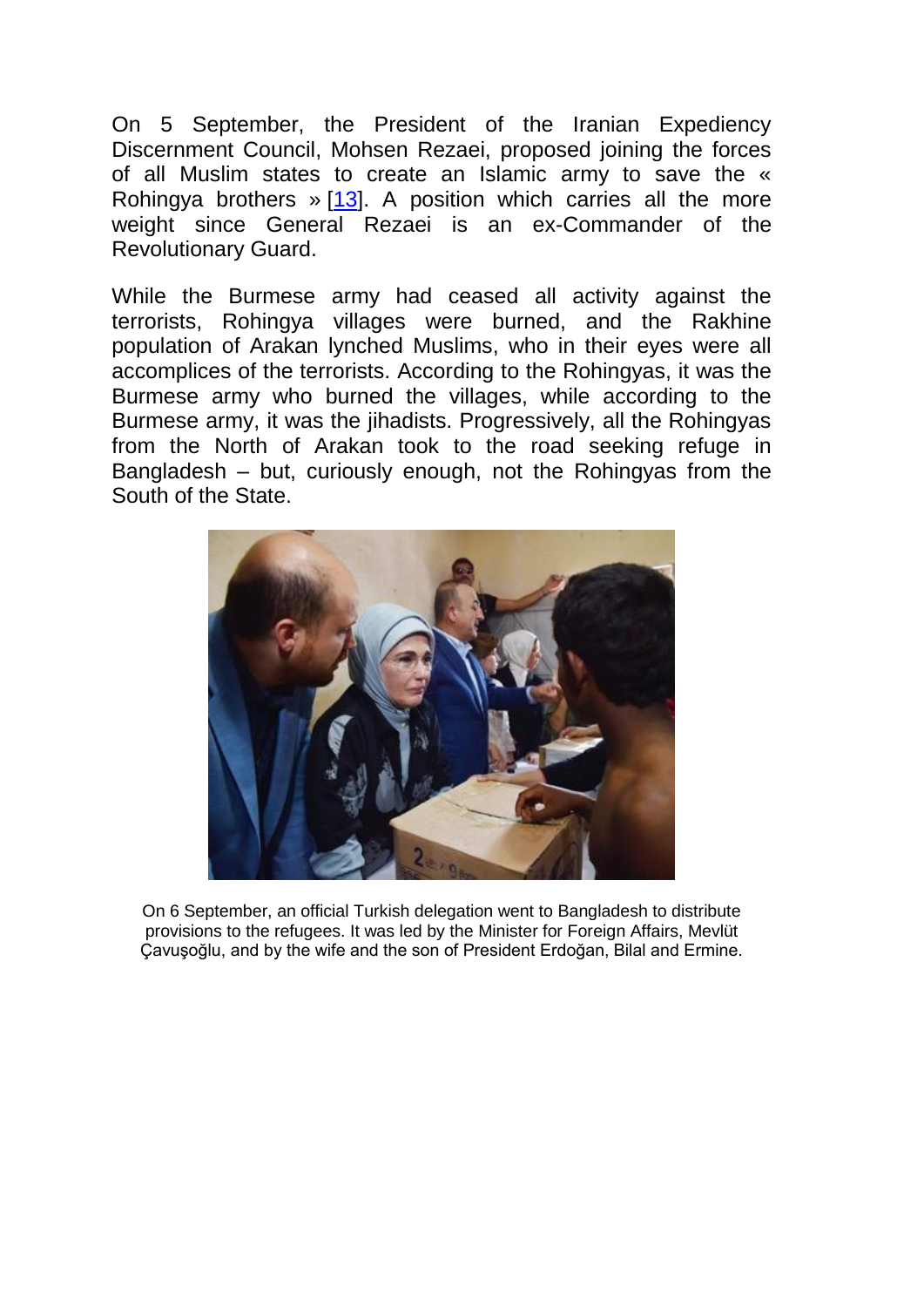On 5 September, the President of the Iranian Expediency Discernment Council, Mohsen Rezaei, proposed joining the forces of all Muslim states to create an Islamic army to save the « Rohingya brothers » [13]. A position which carries all the more weight since General Rezaei is an ex-Commander of the Revolutionary Guard.

While the Burmese army had ceased all activity against the terrorists, Rohingya villages were burned, and the Rakhine population of Arakan lynched Muslims, who in their eyes were all accomplices of the terrorists. According to the Rohingyas, it was the Burmese army who burned the villages, while according to the Burmese army, it was the jihadists. Progressively, all the Rohingyas from the North of Arakan took to the road seeking refuge in Bangladesh – but, curiously enough, not the Rohingyas from the South of the State.

On 6 September, an official Turkish delegation went to Bangladesh to distribute provisions to the refugees. It was led by the Minister for Foreign Affairs, Mevlüt Çavuşoğlu, and by the wife and the son of President Erdoğan, Bilal and Ermine.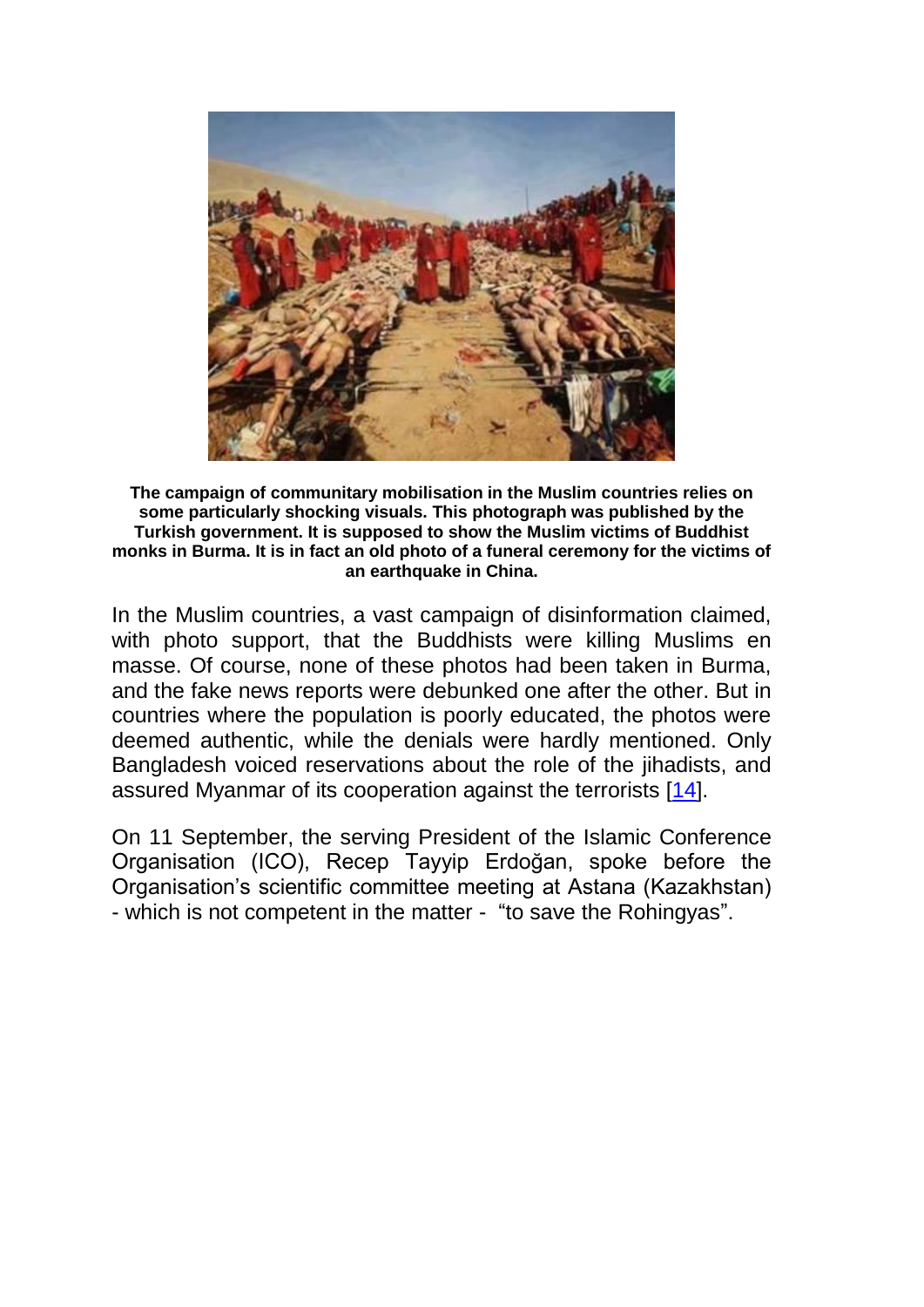**The campaign of communitary mobilisation in the Muslim countries relies on some particularly shocking visuals. This photograph was published by the Turkish government. It is supposed to show the Muslim victims of Buddhist monks in Burma. It is in fact an old photo of a funeral ceremony for the victims of an earthquake in China.**

In the Muslim countries, a vast campaign of disinformation claimed, with photo support, that the Buddhists were killing Muslims en masse. Of course, none of these photos had been taken in Burma, and the fake news reports were debunked one after the other. But in countries where the population is poorly educated, the photos were deemed authentic, while the denials were hardly mentioned. Only Bangladesh voiced reservations about the role of the jihadists, and assured Myanmar of its cooperation against the terrorists [14].

On 11 September, the serving President of the Islamic Conference Organisation (ICO), Recep Tayyip Erdoğan, spoke before the Organisation's scientific committee meeting at Astana (Kazakhstan) - which is not competent in the matter - "to save the Rohingyas".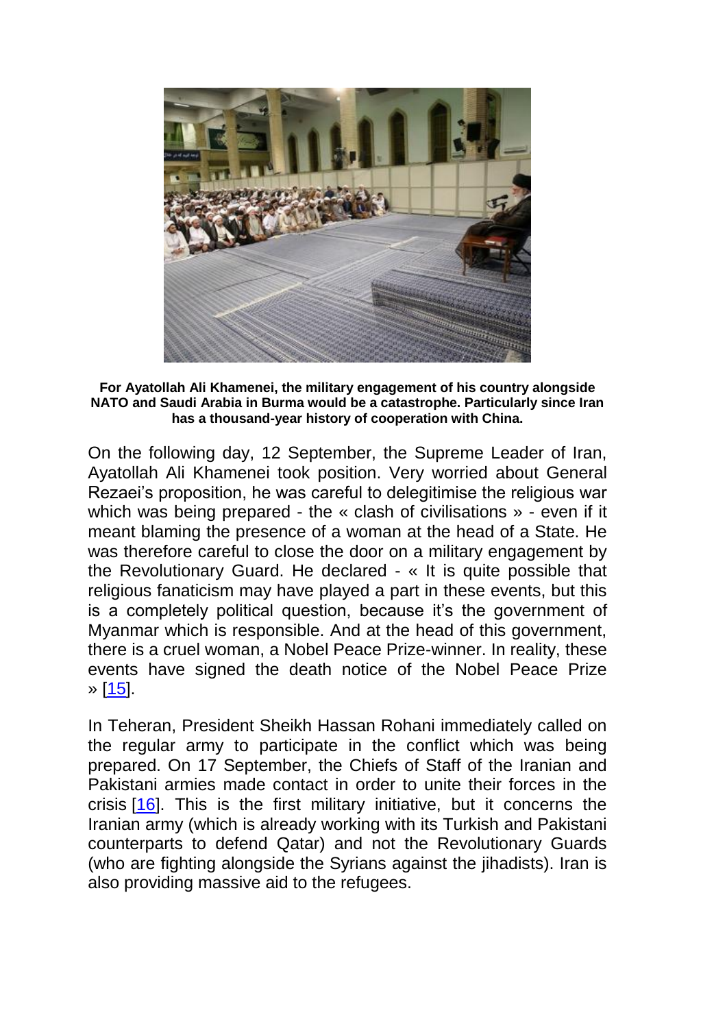**For Ayatollah Ali Khamenei, the military engagement of his country alongside NATO and Saudi Arabia in Burma would be a catastrophe. Particularly since Iran has a thousand-year history of cooperation with China.**

On the following day, 12 September, the Supreme Leader of Iran, Ayatollah Ali Khamenei took position. Very worried about General Rezaei's proposition, he was careful to delegitimise the religious war which was being prepared - the « clash of civilisations » - even if it meant blaming the presence of a woman at the head of a State. He was therefore careful to close the door on a military engagement by the Revolutionary Guard. He declared - « It is quite possible that religious fanaticism may have played a part in these events, but this is a completely political question, because it's the government of Myanmar which is responsible. And at the head of this government, there is a cruel woman, a Nobel Peace Prize-winner. In reality, these events have signed the death notice of the Nobel Peace Prize » [15].

In Teheran, President Sheikh Hassan Rohani immediately called on the regular army to participate in the conflict which was being prepared. On 17 September, the Chiefs of Staff of the Iranian and Pakistani armies made contact in order to unite their forces in the crisis [16]. This is the first military initiative, but it concerns the Iranian army (which is already working with its Turkish and Pakistani counterparts to defend Qatar) and not the Revolutionary Guards (who are fighting alongside the Syrians against the jihadists). Iran is also providing massive aid to the refugees.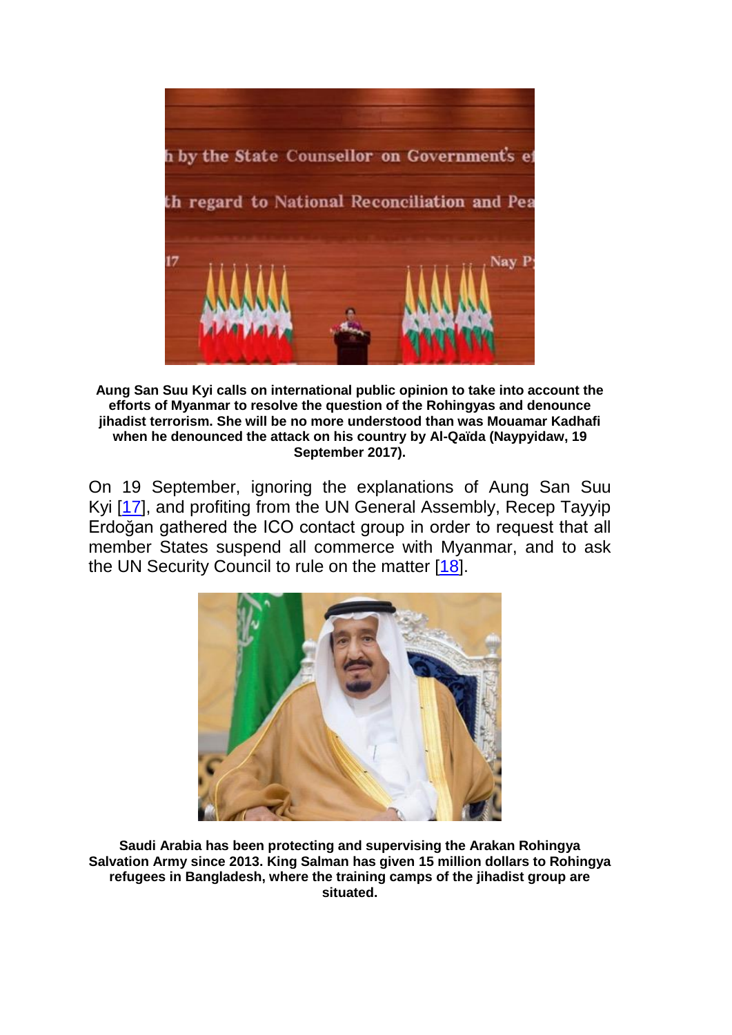**Aung San Suu Kyi calls on international public opinion to take into account the efforts of Myanmar to resolve the question of the Rohingyas and denounce jihadist terrorism. She will be no more understood than was Mouamar Kadhafi when he denounced the attack on his country by Al-Qaïda (Naypyidaw, 19 September 2017).**

On 19 September, ignoring the explanations of Aung San Suu Kyi [17], and profiting from the UN General Assembly, Recep Tayyip Erdoğan gathered the ICO contact group in order to request that all member States suspend all commerce with Myanmar, and to ask the UN Security Council to rule on the matter [18].

**Saudi Arabia has been protecting and supervising the Arakan Rohingya Salvation Army since 2013. King Salman has given 15 million dollars to Rohingya refugees in Bangladesh, where the training camps of the jihadist group are situated.**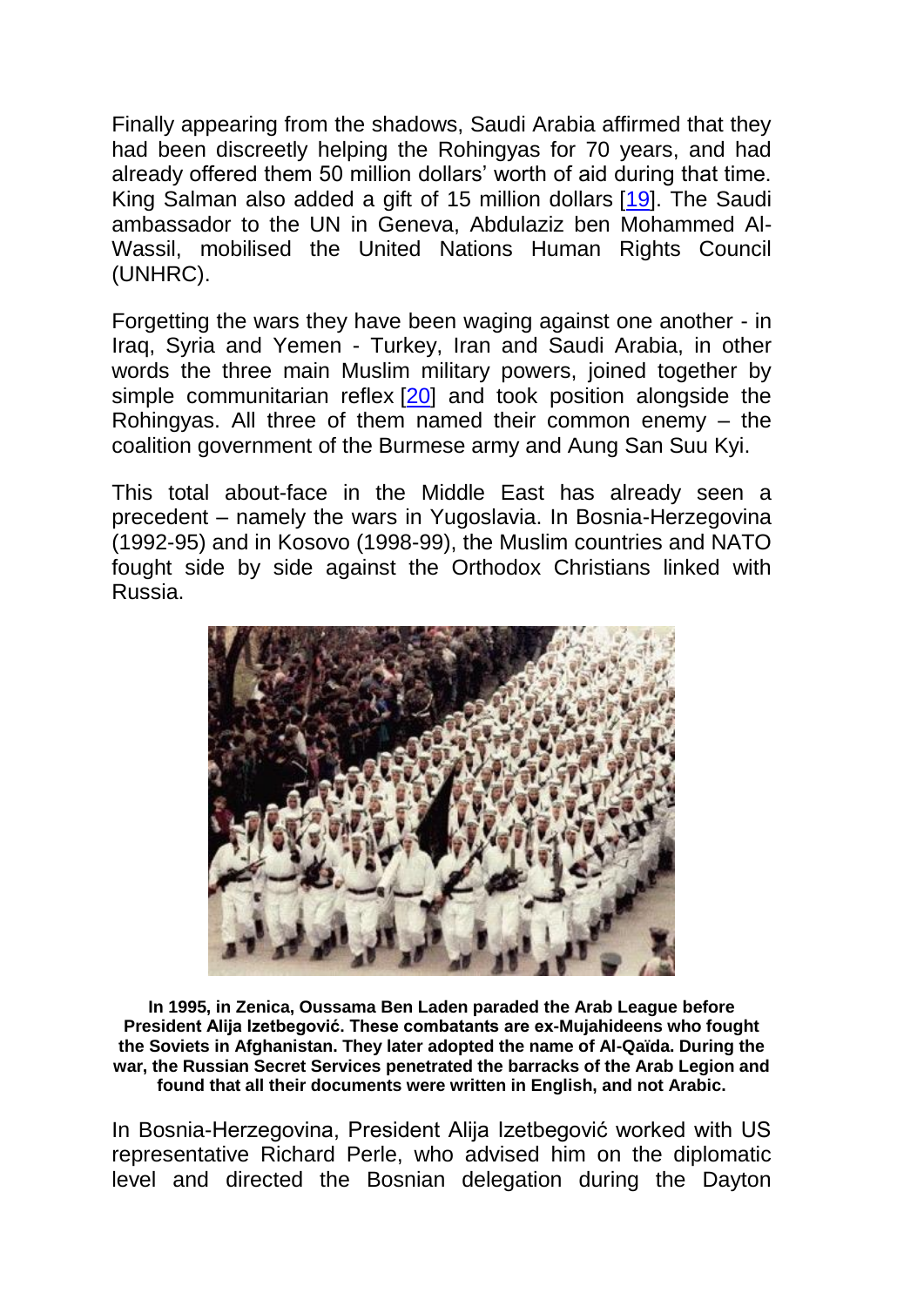Finally appearing from the shadows, Saudi Arabia affirmed that they had been discreetly helping the Rohingyas for 70 years, and had already offered them 50 million dollars' worth of aid during that time. King Salman also added a gift of 15 million dollars [19]. The Saudi ambassador to the UN in Geneva, Abdulaziz ben Mohammed Al-Wassil, mobilised the United Nations Human Rights Council (UNHRC).

Forgetting the wars they have been waging against one another - in Iraq, Syria and Yemen - Turkey, Iran and Saudi Arabia, in other words the three main Muslim military powers, joined together by simple communitarian reflex [20] and took position alongside the Rohingyas. All three of them named their common enemy – the coalition government of the Burmese army and Aung San Suu Kyi.

This total about-face in the Middle East has already seen a precedent – namely the wars in Yugoslavia. In Bosnia-Herzegovina (1992-95) and in Kosovo (1998-99), the Muslim countries and NATO fought side by side against the Orthodox Christians linked with Russia.

**In 1995, in Zenica, Oussama Ben Laden paraded the Arab League before President Alija Izetbegović. These combatants are ex-Mujahideens who fought the Soviets in Afghanistan. They later adopted the name of Al-Qaïda. During the war, the Russian Secret Services penetrated the barracks of the Arab Legion and found that all their documents were written in English, and not Arabic.**

In Bosnia-Herzegovina, President Alija Izetbegović worked with US representative Richard Perle, who advised him on the diplomatic level and directed the Bosnian delegation during the Dayton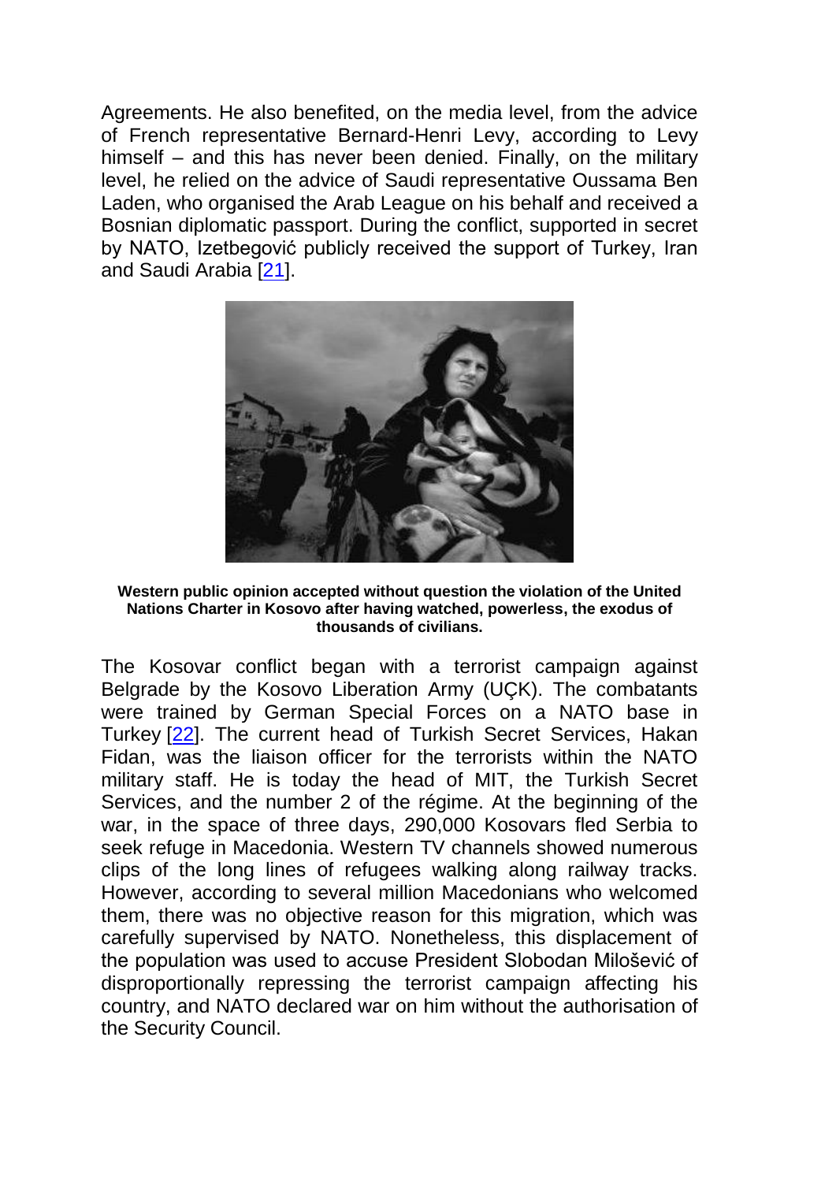Agreements. He also benefited, on the media level, from the advice of French representative Bernard-Henri Levy, according to Levy himself – and this has never been denied. Finally, on the military level, he relied on the advice of Saudi representative Oussama Ben Laden, who organised the Arab League on his behalf and received a Bosnian diplomatic passport. During the conflict, supported in secret by NATO, Izetbegović publicly received the support of Turkey, Iran and Saudi Arabia [21].

**Western public opinion accepted without question the violation of the United Nations Charter in Kosovo after having watched, powerless, the exodus of thousands of civilians.**

The Kosovar conflict began with a terrorist campaign against Belgrade by the Kosovo Liberation Army (UÇK). The combatants were trained by German Special Forces on a NATO base in Turkey [22]. The current head of Turkish Secret Services, Hakan Fidan, was the liaison officer for the terrorists within the NATO military staff. He is today the head of MIT, the Turkish Secret Services, and the number 2 of the régime. At the beginning of the war, in the space of three days, 290,000 Kosovars fled Serbia to seek refuge in Macedonia. Western TV channels showed numerous clips of the long lines of refugees walking along railway tracks. However, according to several million Macedonians who welcomed them, there was no objective reason for this migration, which was carefully supervised by NATO. Nonetheless, this displacement of the population was used to accuse President Slobodan Milošević of disproportionally repressing the terrorist campaign affecting his country, and NATO declared war on him without the authorisation of the Security Council.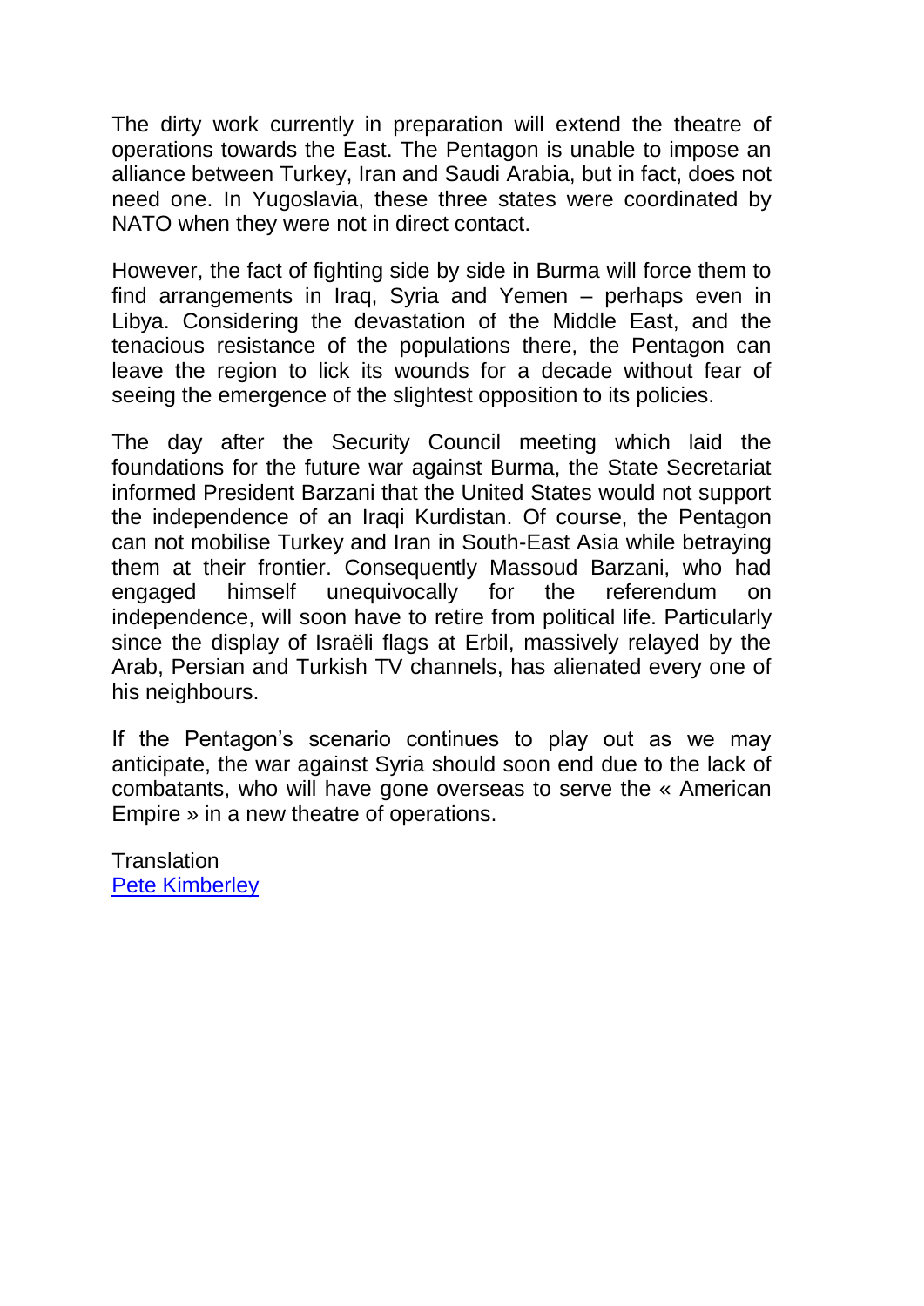The dirty work currently in preparation will extend the theatre of operations towards the East. The Pentagon is unable to impose an alliance between Turkey, Iran and Saudi Arabia, but in fact, does not need one. In Yugoslavia, these three states were coordinated by NATO when they were not in direct contact.

However, the fact of fighting side by side in Burma will force them to find arrangements in Iraq, Syria and Yemen – perhaps even in Libya. Considering the devastation of the Middle East, and the tenacious resistance of the populations there, the Pentagon can leave the region to lick its wounds for a decade without fear of seeing the emergence of the slightest opposition to its policies.

The day after the Security Council meeting which laid the foundations for the future war against Burma, the State Secretariat informed President Barzani that the United States would not support the independence of an Iraqi Kurdistan. Of course, the Pentagon can not mobilise Turkey and Iran in South-East Asia while betraying them at their frontier. Consequently Massoud Barzani, who had engaged himself unequivocally for the referendum on independence, will soon have to retire from political life. Particularly since the display of Israëli flags at Erbil, massively relayed by the Arab, Persian and Turkish TV channels, has alienated every one of his neighbours.

If the Pentagon's scenario continues to play out as we may anticipate, the war against Syria should soon end due to the lack of combatants, who will have gone overseas to serve the « American Empire » in a new theatre of operations.

Translation
Pete Kimberley